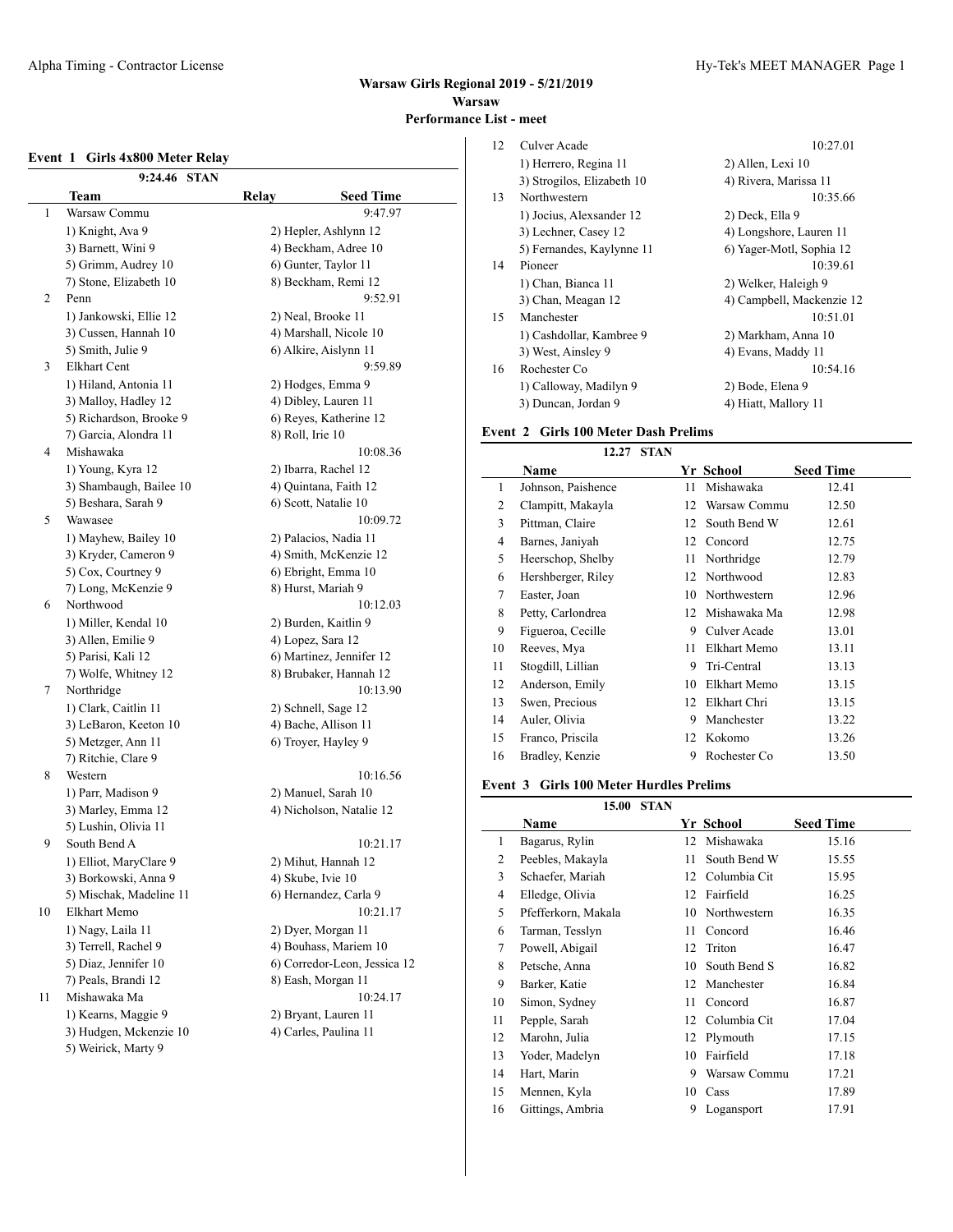# Warsaw Girls Regional 2019 - 5/21/2019
## Warsaw
### Performance List - meet

## Event 1 Girls 4x800 Meter Relay

9:24.46 STAN

| | Team | Relay | Seed Time |
|---|---|---|---|
| 1 | Warsaw Commu | | 9:47.97 |
| | 1) Knight, Ava 9 | 2) Hepler, Ashlynn 12 | |
| | 3) Barnett, Wini 9 | 4) Beckham, Adree 10 | |
| | 5) Grimm, Audrey 10 | 6) Gunter, Taylor 11 | |
| | 7) Stone, Elizabeth 10 | 8) Beckham, Remi 12 | |
| 2 | Penn | | 9:52.91 |
| | 1) Jankowski, Ellie 12 | 2) Neal, Brooke 11 | |
| | 3) Cussen, Hannah 10 | 4) Marshall, Nicole 10 | |
| | 5) Smith, Julie 9 | 6) Alkire, Aislynn 11 | |
| 3 | Elkhart Cent | | 9:59.89 |
| | 1) Hiland, Antonia 11 | 2) Hodges, Emma 9 | |
| | 3) Malloy, Hadley 12 | 4) Dibley, Lauren 11 | |
| | 5) Richardson, Brooke 9 | 6) Reyes, Katherine 12 | |
| | 7) Garcia, Alondra 11 | 8) Roll, Irie 10 | |
| 4 | Mishawaka | | 10:08.36 |
| | 1) Young, Kyra 12 | 2) Ibarra, Rachel 12 | |
| | 3) Shambaugh, Bailee 10 | 4) Quintana, Faith 12 | |
| | 5) Beshara, Sarah 9 | 6) Scott, Natalie 10 | |
| 5 | Wawasee | | 10:09.72 |
| | 1) Mayhew, Bailey 10 | 2) Palacios, Nadia 11 | |
| | 3) Kryder, Cameron 9 | 4) Smith, McKenzie 12 | |
| | 5) Cox, Courtney 9 | 6) Ebright, Emma 10 | |
| | 7) Long, McKenzie 9 | 8) Hurst, Mariah 9 | |
| 6 | Northwood | | 10:12.03 |
| | 1) Miller, Kendal 10 | 2) Burden, Kaitlin 9 | |
| | 3) Allen, Emilie 9 | 4) Lopez, Sara 12 | |
| | 5) Parisi, Kali 12 | 6) Martinez, Jennifer 12 | |
| | 7) Wolfe, Whitney 12 | 8) Brubaker, Hannah 12 | |
| 7 | Northridge | | 10:13.90 |
| | 1) Clark, Caitlin 11 | 2) Schnell, Sage 12 | |
| | 3) LeBaron, Keeton 10 | 4) Bache, Allison 11 | |
| | 5) Metzger, Ann 11 | 6) Troyer, Hayley 9 | |
| | 7) Ritchie, Clare 9 | | |
| 8 | Western | | 10:16.56 |
| | 1) Parr, Madison 9 | 2) Manuel, Sarah 10 | |
| | 3) Marley, Emma 12 | 4) Nicholson, Natalie 12 | |
| | 5) Lushin, Olivia 11 | | |
| 9 | South Bend A | | 10:21.17 |
| | 1) Elliot, MaryClare 9 | 2) Mihut, Hannah 12 | |
| | 3) Borkowski, Anna 9 | 4) Skube, Ivie 10 | |
| | 5) Mischak, Madeline 11 | 6) Hernandez, Carla 9 | |
| 10 | Elkhart Memo | | 10:21.17 |
| | 1) Nagy, Laila 11 | 2) Dyer, Morgan 11 | |
| | 3) Terrell, Rachel 9 | 4) Bouhass, Mariem 10 | |
| | 5) Diaz, Jennifer 10 | 6) Corredor-Leon, Jessica 12 | |
| | 7) Peals, Brandi 12 | 8) Eash, Morgan 11 | |
| 11 | Mishawaka Ma | | 10:24.17 |
| | 1) Kearns, Maggie 9 | 2) Bryant, Lauren 11 | |
| | 3) Hudgen, Mckenzie 10 | 4) Carles, Paulina 11 | |
| | 5) Weirick, Marty 9 | | |
| 12 | Culver Acade | | 10:27.01 |
| | 1) Herrero, Regina 11 | 2) Allen, Lexi 10 | |
| | 3) Strogilos, Elizabeth 10 | 4) Rivera, Marissa 11 | |
| 13 | Northwestern | | 10:35.66 |
| | 1) Jocius, Alexsander 12 | 2) Deck, Ella 9 | |
| | 3) Lechner, Casey 12 | 4) Longshore, Lauren 11 | |
| | 5) Fernandes, Kaylynne 11 | 6) Yager-Motl, Sophia 12 | |
| 14 | Pioneer | | 10:39.61 |
| | 1) Chan, Bianca 11 | 2) Welker, Haleigh 9 | |
| | 3) Chan, Meagan 12 | 4) Campbell, Mackenzie 12 | |
| 15 | Manchester | | 10:51.01 |
| | 1) Cashdollar, Kambree 9 | 2) Markham, Anna 10 | |
| | 3) West, Ainsley 9 | 4) Evans, Maddy 11 | |
| 16 | Rochester Co | | 10:54.16 |
| | 1) Calloway, Madilyn 9 | 2) Bode, Elena 9 | |
| | 3) Duncan, Jordan 9 | 4) Hiatt, Mallory 11 | |

## Event 2 Girls 100 Meter Dash Prelims

12.27 STAN

| | Name | Yr | School | Seed Time |
|---|---|---|---|---|
| 1 | Johnson, Paishence | 11 | Mishawaka | 12.41 |
| 2 | Clampitt, Makayla | 12 | Warsaw Commu | 12.50 |
| 3 | Pittman, Claire | 12 | South Bend W | 12.61 |
| 4 | Barnes, Janiyah | 12 | Concord | 12.75 |
| 5 | Heerschop, Shelby | 11 | Northridge | 12.79 |
| 6 | Hershberger, Riley | 12 | Northwood | 12.83 |
| 7 | Easter, Joan | 10 | Northwestern | 12.96 |
| 8 | Petty, Carlondrea | 12 | Mishawaka Ma | 12.98 |
| 9 | Figueroa, Cecille | 9 | Culver Acade | 13.01 |
| 10 | Reeves, Mya | 11 | Elkhart Memo | 13.11 |
| 11 | Stogdill, Lillian | 9 | Tri-Central | 13.13 |
| 12 | Anderson, Emily | 10 | Elkhart Memo | 13.15 |
| 13 | Swen, Precious | 12 | Elkhart Chri | 13.15 |
| 14 | Auler, Olivia | 9 | Manchester | 13.22 |
| 15 | Franco, Priscila | 12 | Kokomo | 13.26 |
| 16 | Bradley, Kenzie | 9 | Rochester Co | 13.50 |

## Event 3 Girls 100 Meter Hurdles Prelims

15.00 STAN

| | Name | Yr | School | Seed Time |
|---|---|---|---|---|
| 1 | Bagarus, Rylin | 12 | Mishawaka | 15.16 |
| 2 | Peebles, Makayla | 11 | South Bend W | 15.55 |
| 3 | Schaefer, Mariah | 12 | Columbia Cit | 15.95 |
| 4 | Elledge, Olivia | 12 | Fairfield | 16.25 |
| 5 | Pfefferkorn, Makala | 10 | Northwestern | 16.35 |
| 6 | Tarman, Tesslyn | 11 | Concord | 16.46 |
| 7 | Powell, Abigail | 12 | Triton | 16.47 |
| 8 | Petsche, Anna | 10 | South Bend S | 16.82 |
| 9 | Barker, Katie | 12 | Manchester | 16.84 |
| 10 | Simon, Sydney | 11 | Concord | 16.87 |
| 11 | Pepple, Sarah | 12 | Columbia Cit | 17.04 |
| 12 | Marohn, Julia | 12 | Plymouth | 17.15 |
| 13 | Yoder, Madelyn | 10 | Fairfield | 17.18 |
| 14 | Hart, Marin | 9 | Warsaw Commu | 17.21 |
| 15 | Mennen, Kyla | 10 | Cass | 17.89 |
| 16 | Gittings, Ambria | 9 | Logansport | 17.91 |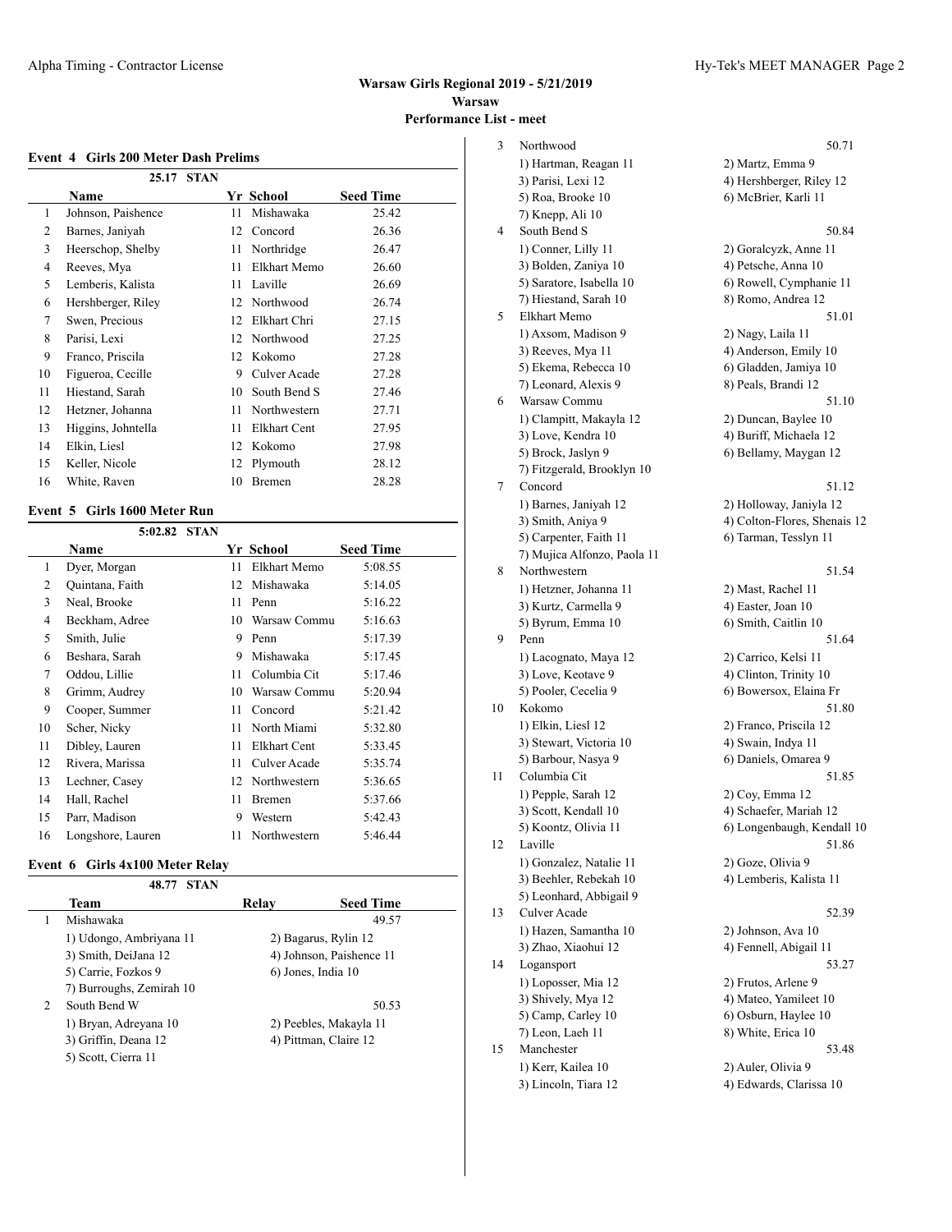**Warsaw Girls Regional 2019 - 5/21/2019**
**Warsaw**
**Performance List - meet**

### Event 4 Girls 200 Meter Dash Prelims

25.17 STAN

| | Name | Yr | School | Seed Time |
|---|---|---|---|---|
| 1 | Johnson, Paishence | 11 | Mishawaka | 25.42 |
| 2 | Barnes, Janiyah | 12 | Concord | 26.36 |
| 3 | Heerschop, Shelby | 11 | Northridge | 26.47 |
| 4 | Reeves, Mya | 11 | Elkhart Memo | 26.60 |
| 5 | Lemberis, Kalista | 11 | Laville | 26.69 |
| 6 | Hershberger, Riley | 12 | Northwood | 26.74 |
| 7 | Swen, Precious | 12 | Elkhart Chri | 27.15 |
| 8 | Parisi, Lexi | 12 | Northwood | 27.25 |
| 9 | Franco, Priscila | 12 | Kokomo | 27.28 |
| 10 | Figueroa, Cecille | 9 | Culver Acade | 27.28 |
| 11 | Hiestand, Sarah | 10 | South Bend S | 27.46 |
| 12 | Hetzner, Johanna | 11 | Northwestern | 27.71 |
| 13 | Higgins, Johntella | 11 | Elkhart Cent | 27.95 |
| 14 | Elkin, Liesl | 12 | Kokomo | 27.98 |
| 15 | Keller, Nicole | 12 | Plymouth | 28.12 |
| 16 | White, Raven | 10 | Bremen | 28.28 |

### Event 5 Girls 1600 Meter Run

5:02.82 STAN

| | Name | Yr | School | Seed Time |
|---|---|---|---|---|
| 1 | Dyer, Morgan | 11 | Elkhart Memo | 5:08.55 |
| 2 | Quintana, Faith | 12 | Mishawaka | 5:14.05 |
| 3 | Neal, Brooke | 11 | Penn | 5:16.22 |
| 4 | Beckham, Adree | 10 | Warsaw Commu | 5:16.63 |
| 5 | Smith, Julie | 9 | Penn | 5:17.39 |
| 6 | Beshara, Sarah | 9 | Mishawaka | 5:17.45 |
| 7 | Oddou, Lillie | 11 | Columbia Cit | 5:17.46 |
| 8 | Grimm, Audrey | 10 | Warsaw Commu | 5:20.94 |
| 9 | Cooper, Summer | 11 | Concord | 5:21.42 |
| 10 | Scher, Nicky | 11 | North Miami | 5:32.80 |
| 11 | Dibley, Lauren | 11 | Elkhart Cent | 5:33.45 |
| 12 | Rivera, Marissa | 11 | Culver Acade | 5:35.74 |
| 13 | Lechner, Casey | 12 | Northwestern | 5:36.65 |
| 14 | Hall, Rachel | 11 | Bremen | 5:37.66 |
| 15 | Parr, Madison | 9 | Western | 5:42.43 |
| 16 | Longshore, Lauren | 11 | Northwestern | 5:46.44 |

### Event 6 Girls 4x100 Meter Relay

48.77 STAN

| | Team | Relay | Seed Time |
|---|---|---|---|
| 1 | Mishawaka | | 49.57 |

1) Udongo, Ambriyana 11 — 2) Bagarus, Rylin 12
3) Smith, DeiJana 12 — 4) Johnson, Paishence 11
5) Carrie, Fozkos 9 — 6) Jones, India 10
7) Burroughs, Zemirah 10

| | Team | Relay | Seed Time |
|---|---|---|---|
| 2 | South Bend W | | 50.53 |

1) Bryan, Adreyana 10 — 2) Peebles, Makayla 11
3) Griffin, Deana 12 — 4) Pittman, Claire 12
5) Scott, Cierra 11

| | Team | Relay | Seed Time |
|---|---|---|---|
| 3 | Northwood | | 50.71 |

1) Hartman, Reagan 11 — 2) Martz, Emma 9
3) Parisi, Lexi 12 — 4) Hershberger, Riley 12
5) Roa, Brooke 10 — 6) McBrier, Karli 11
7) Knepp, Ali 10

| | Team | Relay | Seed Time |
|---|---|---|---|
| 4 | South Bend S | | 50.84 |

1) Conner, Lilly 11 — 2) Goralcyzk, Anne 11
3) Bolden, Zaniya 10 — 4) Petsche, Anna 10
5) Saratore, Isabella 10 — 6) Rowell, Cymphanie 11
7) Hiestand, Sarah 10 — 8) Romo, Andrea 12

| | Team | Relay | Seed Time |
|---|---|---|---|
| 5 | Elkhart Memo | | 51.01 |

1) Axsom, Madison 9 — 2) Nagy, Laila 11
3) Reeves, Mya 11 — 4) Anderson, Emily 10
5) Ekema, Rebecca 10 — 6) Gladden, Jamiya 10
7) Leonard, Alexis 9 — 8) Peals, Brandi 12

| | Team | Relay | Seed Time |
|---|---|---|---|
| 6 | Warsaw Commu | | 51.10 |

1) Clampitt, Makayla 12 — 2) Duncan, Baylee 10
3) Love, Kendra 10 — 4) Buriff, Michaela 12
5) Brock, Jaslyn 9 — 6) Bellamy, Maygan 12
7) Fitzgerald, Brooklyn 10

| | Team | Relay | Seed Time |
|---|---|---|---|
| 7 | Concord | | 51.12 |

1) Barnes, Janiyah 12 — 2) Holloway, Janiyla 12
3) Smith, Aniya 9 — 4) Colton-Flores, Shenais 12
5) Carpenter, Faith 11 — 6) Tarman, Tesslyn 11
7) Mujica Alfonzo, Paola 11

| | Team | Relay | Seed Time |
|---|---|---|---|
| 8 | Northwestern | | 51.54 |

1) Hetzner, Johanna 11 — 2) Mast, Rachel 11
3) Kurtz, Carmella 9 — 4) Easter, Joan 10
5) Byrum, Emma 10 — 6) Smith, Caitlin 10

| | Team | Relay | Seed Time |
|---|---|---|---|
| 9 | Penn | | 51.64 |

1) Lacognato, Maya 12 — 2) Carrico, Kelsi 11
3) Love, Keotave 9 — 4) Clinton, Trinity 10
5) Pooler, Cecelia 9 — 6) Bowersox, Elaina Fr

| | Team | Relay | Seed Time |
|---|---|---|---|
| 10 | Kokomo | | 51.80 |

1) Elkin, Liesl 12 — 2) Franco, Priscila 12
3) Stewart, Victoria 10 — 4) Swain, Indya 11
5) Barbour, Nasya 9 — 6) Daniels, Omarea 9

| | Team | Relay | Seed Time |
|---|---|---|---|
| 11 | Columbia Cit | | 51.85 |

1) Pepple, Sarah 12 — 2) Coy, Emma 12
3) Scott, Kendall 10 — 4) Schaefer, Mariah 12
5) Koontz, Olivia 11 — 6) Longenbaugh, Kendall 10

| | Team | Relay | Seed Time |
|---|---|---|---|
| 12 | Laville | | 51.86 |

1) Gonzalez, Natalie 11 — 2) Goze, Olivia 9
3) Beehler, Rebekah 10 — 4) Lemberis, Kalista 11
5) Leonhard, Abbigail 9

| | Team | Relay | Seed Time |
|---|---|---|---|
| 13 | Culver Acade | | 52.39 |

1) Hazen, Samantha 10 — 2) Johnson, Ava 10
3) Zhao, Xiaohui 12 — 4) Fennell, Abigail 11

| | Team | Relay | Seed Time |
|---|---|---|---|
| 14 | Logansport | | 53.27 |

1) Loposser, Mia 12 — 2) Frutos, Arlene 9
3) Shively, Mya 12 — 4) Mateo, Yamileet 10
5) Camp, Carley 10 — 6) Osburn, Haylee 10
7) Leon, Laeh 11 — 8) White, Erica 10

| | Team | Relay | Seed Time |
|---|---|---|---|
| 15 | Manchester | | 53.48 |

1) Kerr, Kailea 10 — 2) Auler, Olivia 9
3) Lincoln, Tiara 12 — 4) Edwards, Clarissa 10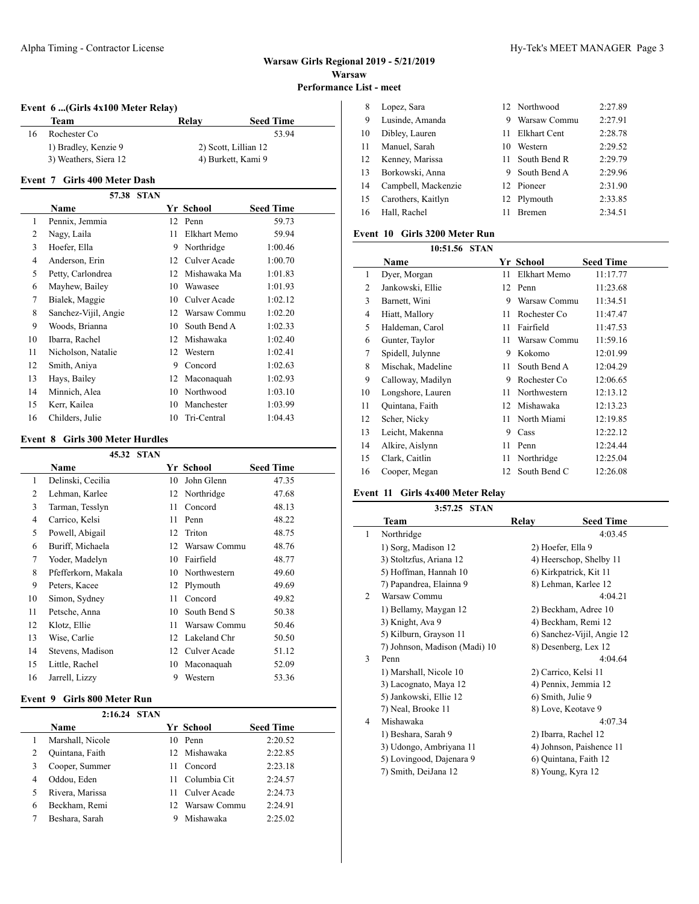## Warsaw Girls Regional 2019 - 5/21/2019

**Warsaw**

**Performance List - meet**

### Event 6 ...(Girls 4x100 Meter Relay)

| | Team | Relay | Seed Time |
|---|---|---|---|
| 16 | Rochester Co | | 53.94 |
| | 1) Bradley, Kenzie 9 | 2) Scott, Lillian 12 | |
| | 3) Weathers, Siera 12 | 4) Burkett, Kami 9 | |

### Event 7 Girls 400 Meter Dash

57.38 STAN

| | Name | Yr | School | Seed Time |
|---|---|---|---|---|
| 1 | Pennix, Jemmia | 12 | Penn | 59.73 |
| 2 | Nagy, Laila | 11 | Elkhart Memo | 59.94 |
| 3 | Hoefer, Ella | 9 | Northridge | 1:00.46 |
| 4 | Anderson, Erin | 12 | Culver Acade | 1:00.70 |
| 5 | Petty, Carlondrea | 12 | Mishawaka Ma | 1:01.83 |
| 6 | Mayhew, Bailey | 10 | Wawasee | 1:01.93 |
| 7 | Bialek, Maggie | 10 | Culver Acade | 1:02.12 |
| 8 | Sanchez-Vijil, Angie | 12 | Warsaw Commu | 1:02.20 |
| 9 | Woods, Brianna | 10 | South Bend A | 1:02.33 |
| 10 | Ibarra, Rachel | 12 | Mishawaka | 1:02.40 |
| 11 | Nicholson, Natalie | 12 | Western | 1:02.41 |
| 12 | Smith, Aniya | 9 | Concord | 1:02.63 |
| 13 | Hays, Bailey | 12 | Maconaquah | 1:02.93 |
| 14 | Minnich, Alea | 10 | Northwood | 1:03.10 |
| 15 | Kerr, Kailea | 10 | Manchester | 1:03.99 |
| 16 | Childers, Julie | 10 | Tri-Central | 1:04.43 |

### Event 8 Girls 300 Meter Hurdles

45.32 STAN

| | Name | Yr | School | Seed Time |
|---|---|---|---|---|
| 1 | Delinski, Cecilia | 10 | John Glenn | 47.35 |
| 2 | Lehman, Karlee | 12 | Northridge | 47.68 |
| 3 | Tarman, Tesslyn | 11 | Concord | 48.13 |
| 4 | Carrico, Kelsi | 11 | Penn | 48.22 |
| 5 | Powell, Abigail | 12 | Triton | 48.75 |
| 6 | Buriff, Michaela | 12 | Warsaw Commu | 48.76 |
| 7 | Yoder, Madelyn | 10 | Fairfield | 48.77 |
| 8 | Pfefferkorn, Makala | 10 | Northwestern | 49.60 |
| 9 | Peters, Kacee | 12 | Plymouth | 49.69 |
| 10 | Simon, Sydney | 11 | Concord | 49.82 |
| 11 | Petsche, Anna | 10 | South Bend S | 50.38 |
| 12 | Klotz, Ellie | 11 | Warsaw Commu | 50.46 |
| 13 | Wise, Carlie | 12 | Lakeland Chr | 50.50 |
| 14 | Stevens, Madison | 12 | Culver Acade | 51.12 |
| 15 | Little, Rachel | 10 | Maconaquah | 52.09 |
| 16 | Jarrell, Lizzy | 9 | Western | 53.36 |

### Event 9 Girls 800 Meter Run

2:16.24 STAN

| | Name | Yr | School | Seed Time |
|---|---|---|---|---|
| 1 | Marshall, Nicole | 10 | Penn | 2:20.52 |
| 2 | Quintana, Faith | 12 | Mishawaka | 2:22.85 |
| 3 | Cooper, Summer | 11 | Concord | 2:23.18 |
| 4 | Oddou, Eden | 11 | Columbia Cit | 2:24.57 |
| 5 | Rivera, Marissa | 11 | Culver Acade | 2:24.73 |
| 6 | Beckham, Remi | 12 | Warsaw Commu | 2:24.91 |
| 7 | Beshara, Sarah | 9 | Mishawaka | 2:25.02 |
| 8 | Lopez, Sara | 12 | Northwood | 2:27.89 |
| 9 | Lusinde, Amanda | 9 | Warsaw Commu | 2:27.91 |
| 10 | Dibley, Lauren | 11 | Elkhart Cent | 2:28.78 |
| 11 | Manuel, Sarah | 10 | Western | 2:29.52 |
| 12 | Kenney, Marissa | 11 | South Bend R | 2:29.79 |
| 13 | Borkowski, Anna | 9 | South Bend A | 2:29.96 |
| 14 | Campbell, Mackenzie | 12 | Pioneer | 2:31.90 |
| 15 | Carothers, Kaitlyn | 12 | Plymouth | 2:33.85 |
| 16 | Hall, Rachel | 11 | Bremen | 2:34.51 |

### Event 10 Girls 3200 Meter Run

10:51.56 STAN

| | Name | Yr | School | Seed Time |
|---|---|---|---|---|
| 1 | Dyer, Morgan | 11 | Elkhart Memo | 11:17.77 |
| 2 | Jankowski, Ellie | 12 | Penn | 11:23.68 |
| 3 | Barnett, Wini | 9 | Warsaw Commu | 11:34.51 |
| 4 | Hiatt, Mallory | 11 | Rochester Co | 11:47.47 |
| 5 | Haldeman, Carol | 11 | Fairfield | 11:47.53 |
| 6 | Gunter, Taylor | 11 | Warsaw Commu | 11:59.16 |
| 7 | Spidell, Julynne | 9 | Kokomo | 12:01.99 |
| 8 | Mischak, Madeline | 11 | South Bend A | 12:04.29 |
| 9 | Calloway, Madilyn | 9 | Rochester Co | 12:06.65 |
| 10 | Longshore, Lauren | 11 | Northwestern | 12:13.12 |
| 11 | Quintana, Faith | 12 | Mishawaka | 12:13.23 |
| 12 | Scher, Nicky | 11 | North Miami | 12:19.85 |
| 13 | Leicht, Makenna | 9 | Cass | 12:22.12 |
| 14 | Alkire, Aislynn | 11 | Penn | 12:24.44 |
| 15 | Clark, Caitlin | 11 | Northridge | 12:25.04 |
| 16 | Cooper, Megan | 12 | South Bend C | 12:26.08 |

### Event 11 Girls 4x400 Meter Relay

3:57.25 STAN

| | Team | Relay | Seed Time |
|---|---|---|---|
| 1 | Northridge | | 4:03.45 |
| | 1) Sorg, Madison 12 | 2) Hoefer, Ella 9 | |
| | 3) Stoltzfus, Ariana 12 | 4) Heerschop, Shelby 11 | |
| | 5) Hoffman, Hannah 10 | 6) Kirkpatrick, Kit 11 | |
| | 7) Papandrea, Elainna 9 | 8) Lehman, Karlee 12 | |
| 2 | Warsaw Commu | | 4:04.21 |
| | 1) Bellamy, Maygan 12 | 2) Beckham, Adree 10 | |
| | 3) Knight, Ava 9 | 4) Beckham, Remi 12 | |
| | 5) Kilburn, Grayson 11 | 6) Sanchez-Vijil, Angie 12 | |
| | 7) Johnson, Madison (Madi) 10 | 8) Desenberg, Lex 12 | |
| 3 | Penn | | 4:04.64 |
| | 1) Marshall, Nicole 10 | 2) Carrico, Kelsi 11 | |
| | 3) Lacognato, Maya 12 | 4) Pennix, Jemmia 12 | |
| | 5) Jankowski, Ellie 12 | 6) Smith, Julie 9 | |
| | 7) Neal, Brooke 11 | 8) Love, Keotave 9 | |
| 4 | Mishawaka | | 4:07.34 |
| | 1) Beshara, Sarah 9 | 2) Ibarra, Rachel 12 | |
| | 3) Udongo, Ambriyana 11 | 4) Johnson, Paishence 11 | |
| | 5) Lovingood, Dajenara 9 | 6) Quintana, Faith 12 | |
| | 7) Smith, DeiJana 12 | 8) Young, Kyra 12 | |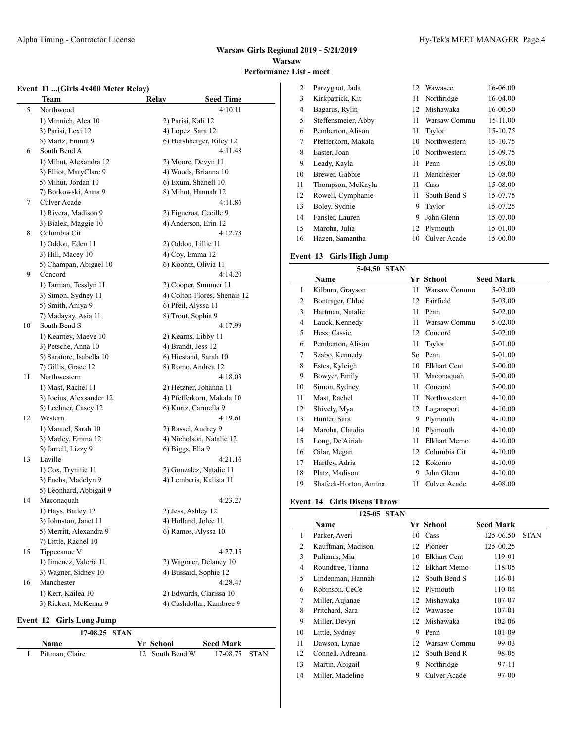## Warsaw Girls Regional 2019 - 5/21/2019

### Warsaw

### Performance List - meet

#### Event 11 ...(Girls 4x400 Meter Relay)

| | Team | Relay | Seed Time |
|---|---|---|---|
| 5 | Northwood | | 4:10.11 |
| | 1) Minnich, Alea 10 | 2) Parisi, Kali 12 | |
| | 3) Parisi, Lexi 12 | 4) Lopez, Sara 12 | |
| | 5) Martz, Emma 9 | 6) Hershberger, Riley 12 | |
| 6 | South Bend A | | 4:11.48 |
| | 1) Mihut, Alexandra 12 | 2) Moore, Devyn 11 | |
| | 3) Elliot, MaryClare 9 | 4) Woods, Brianna 10 | |
| | 5) Mihut, Jordan 10 | 6) Exum, Shanell 10 | |
| | 7) Borkowski, Anna 9 | 8) Mihut, Hannah 12 | |
| 7 | Culver Acade | | 4:11.86 |
| | 1) Rivera, Madison 9 | 2) Figueroa, Cecille 9 | |
| | 3) Bialek, Maggie 10 | 4) Anderson, Erin 12 | |
| 8 | Columbia Cit | | 4:12.73 |
| | 1) Oddou, Eden 11 | 2) Oddou, Lillie 11 | |
| | 3) Hill, Macey 10 | 4) Coy, Emma 12 | |
| | 5) Champan, Abigael 10 | 6) Koontz, Olivia 11 | |
| 9 | Concord | | 4:14.20 |
| | 1) Tarman, Tesslyn 11 | 2) Cooper, Summer 11 | |
| | 3) Simon, Sydney 11 | 4) Colton-Flores, Shenais 12 | |
| | 5) Smith, Aniya 9 | 6) Pfeil, Alyssa 11 | |
| | 7) Madayay, Asia 11 | 8) Trout, Sophia 9 | |
| 10 | South Bend S | | 4:17.99 |
| | 1) Kearney, Maeve 10 | 2) Kearns, Libby 11 | |
| | 3) Petsche, Anna 10 | 4) Brandt, Jess 12 | |
| | 5) Saratore, Isabella 10 | 6) Hiestand, Sarah 10 | |
| | 7) Gillis, Grace 12 | 8) Romo, Andrea 12 | |
| 11 | Northwestern | | 4:18.03 |
| | 1) Mast, Rachel 11 | 2) Hetzner, Johanna 11 | |
| | 3) Jocius, Alexsander 12 | 4) Pfefferkorn, Makala 10 | |
| | 5) Lechner, Casey 12 | 6) Kurtz, Carmella 9 | |
| 12 | Western | | 4:19.61 |
| | 1) Manuel, Sarah 10 | 2) Rassel, Audrey 9 | |
| | 3) Marley, Emma 12 | 4) Nicholson, Natalie 12 | |
| | 5) Jarrell, Lizzy 9 | 6) Biggs, Ella 9 | |
| 13 | Laville | | 4:21.16 |
| | 1) Cox, Trynitie 11 | 2) Gonzalez, Natalie 11 | |
| | 3) Fuchs, Madelyn 9 | 4) Lemberis, Kalista 11 | |
| | 5) Leonhard, Abbigail 9 | | |
| 14 | Maconaquah | | 4:23.27 |
| | 1) Hays, Bailey 12 | 2) Jess, Ashley 12 | |
| | 3) Johnston, Janet 11 | 4) Holland, Jolee 11 | |
| | 5) Merritt, Alexandra 9 | 6) Ramos, Alyssa 10 | |
| | 7) Little, Rachel 10 | | |
| 15 | Tippecanoe V | | 4:27.15 |
| | 1) Jimenez, Valeria 11 | 2) Wagoner, Delaney 10 | |
| | 3) Wagner, Sidney 10 | 4) Bussard, Sophie 12 | |
| 16 | Manchester | | 4:28.47 |
| | 1) Kerr, Kailea 10 | 2) Edwards, Clarissa 10 | |
| | 3) Rickert, McKenna 9 | 4) Cashdollar, Kambree 9 | |

#### Event 12 Girls Long Jump

17-08.25 STAN

| | Name | Yr | School | Seed Mark | |
|---|---|---|---|---|---|
| 1 | Pittman, Claire | 12 | South Bend W | 17-08.75 | STAN |
| 2 | Parzygnot, Jada | 12 | Wawasee | 16-06.00 | |
| 3 | Kirkpatrick, Kit | 11 | Northridge | 16-04.00 | |
| 4 | Bagarus, Rylin | 12 | Mishawaka | 16-00.50 | |
| 5 | Steffensmeier, Abby | 11 | Warsaw Commu | 15-11.00 | |
| 6 | Pemberton, Alison | 11 | Taylor | 15-10.75 | |
| 7 | Pfefferkorn, Makala | 10 | Northwestern | 15-10.75 | |
| 8 | Easter, Joan | 10 | Northwestern | 15-09.75 | |
| 9 | Leady, Kayla | 11 | Penn | 15-09.00 | |
| 10 | Brewer, Gabbie | 11 | Manchester | 15-08.00 | |
| 11 | Thompson, McKayla | 11 | Cass | 15-08.00 | |
| 12 | Rowell, Cymphanie | 11 | South Bend S | 15-07.75 | |
| 13 | Boley, Sydnie | 9 | Taylor | 15-07.25 | |
| 14 | Fansler, Lauren | 9 | John Glenn | 15-07.00 | |
| 15 | Marohn, Julia | 12 | Plymouth | 15-01.00 | |
| 16 | Hazen, Samantha | 10 | Culver Acade | 15-00.00 | |

#### Event 13 Girls High Jump

5-04.50 STAN

| | Name | Yr | School | Seed Mark |
|---|---|---|---|---|
| 1 | Kilburn, Grayson | 11 | Warsaw Commu | 5-03.00 |
| 2 | Bontrager, Chloe | 12 | Fairfield | 5-03.00 |
| 3 | Hartman, Natalie | 11 | Penn | 5-02.00 |
| 4 | Lauck, Kennedy | 11 | Warsaw Commu | 5-02.00 |
| 5 | Hess, Cassie | 12 | Concord | 5-02.00 |
| 6 | Pemberton, Alison | 11 | Taylor | 5-01.00 |
| 7 | Szabo, Kennedy | So | Penn | 5-01.00 |
| 8 | Estes, Kyleigh | 10 | Elkhart Cent | 5-00.00 |
| 9 | Bowyer, Emily | 11 | Maconaquah | 5-00.00 |
| 10 | Simon, Sydney | 11 | Concord | 5-00.00 |
| 11 | Mast, Rachel | 11 | Northwestern | 4-10.00 |
| 12 | Shively, Mya | 12 | Logansport | 4-10.00 |
| 13 | Hunter, Sara | 9 | Plymouth | 4-10.00 |
| 14 | Marohn, Claudia | 10 | Plymouth | 4-10.00 |
| 15 | Long, De'Airiah | 11 | Elkhart Memo | 4-10.00 |
| 16 | Oilar, Megan | 12 | Columbia Cit | 4-10.00 |
| 17 | Hartley, Adria | 12 | Kokomo | 4-10.00 |
| 18 | Platz, Madison | 9 | John Glenn | 4-10.00 |
| 19 | Shafeek-Horton, Amina | 11 | Culver Acade | 4-08.00 |

#### Event 14 Girls Discus Throw

125-05 STAN

| | Name | Yr | School | Seed Mark | |
|---|---|---|---|---|---|
| 1 | Parker, Averi | 10 | Cass | 125-06.50 | STAN |
| 2 | Kauffman, Madison | 12 | Pioneer | 125-00.25 | |
| 3 | Pulianas, Mia | 10 | Elkhart Cent | 119-01 | |
| 4 | Roundtree, Tianna | 12 | Elkhart Memo | 118-05 | |
| 5 | Lindenman, Hannah | 12 | South Bend S | 116-01 | |
| 6 | Robinson, CeCe | 12 | Plymouth | 110-04 | |
| 7 | Miller, Aujanae | 12 | Mishawaka | 107-07 | |
| 8 | Pritchard, Sara | 12 | Wawasee | 107-01 | |
| 9 | Miller, Devyn | 12 | Mishawaka | 102-06 | |
| 10 | Little, Sydney | 9 | Penn | 101-09 | |
| 11 | Dawson, Lynae | 12 | Warsaw Commu | 99-03 | |
| 12 | Connell, Adreana | 12 | South Bend R | 98-05 | |
| 13 | Martin, Abigail | 9 | Northridge | 97-11 | |
| 14 | Miller, Madeline | 9 | Culver Acade | 97-00 | |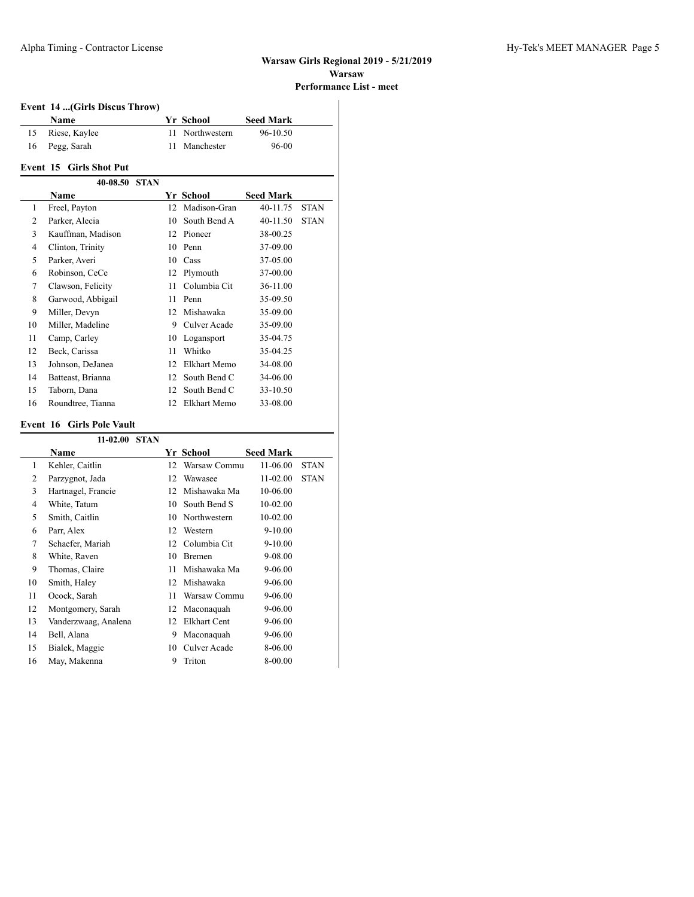**Warsaw Girls Regional 2019 - 5/21/2019**
**Warsaw**
**Performance List - meet**

### Event 14 ...(Girls Discus Throw)

| | Name | Yr | School | Seed Mark | |
|---|---|---|---|---|---|
| 15 | Riese, Kaylee | 11 | Northwestern | 96-10.50 | |
| 16 | Pegg, Sarah | 11 | Manchester | 96-00 | |

### Event 15 Girls Shot Put

40-08.50 STAN

| | Name | Yr | School | Seed Mark | |
|---|---|---|---|---|---|
| 1 | Freel, Payton | 12 | Madison-Gran | 40-11.75 | STAN |
| 2 | Parker, Alecia | 10 | South Bend A | 40-11.50 | STAN |
| 3 | Kauffman, Madison | 12 | Pioneer | 38-00.25 | |
| 4 | Clinton, Trinity | 10 | Penn | 37-09.00 | |
| 5 | Parker, Averi | 10 | Cass | 37-05.00 | |
| 6 | Robinson, CeCe | 12 | Plymouth | 37-00.00 | |
| 7 | Clawson, Felicity | 11 | Columbia Cit | 36-11.00 | |
| 8 | Garwood, Abbigail | 11 | Penn | 35-09.50 | |
| 9 | Miller, Devyn | 12 | Mishawaka | 35-09.00 | |
| 10 | Miller, Madeline | 9 | Culver Acade | 35-09.00 | |
| 11 | Camp, Carley | 10 | Logansport | 35-04.75 | |
| 12 | Beck, Carissa | 11 | Whitko | 35-04.25 | |
| 13 | Johnson, DeJanea | 12 | Elkhart Memo | 34-08.00 | |
| 14 | Batteast, Brianna | 12 | South Bend C | 34-06.00 | |
| 15 | Taborn, Dana | 12 | South Bend C | 33-10.50 | |
| 16 | Roundtree, Tianna | 12 | Elkhart Memo | 33-08.00 | |

### Event 16 Girls Pole Vault

11-02.00 STAN

| | Name | Yr | School | Seed Mark | |
|---|---|---|---|---|---|
| 1 | Kehler, Caitlin | 12 | Warsaw Commu | 11-06.00 | STAN |
| 2 | Parzygnot, Jada | 12 | Wawasee | 11-02.00 | STAN |
| 3 | Hartnagel, Francie | 12 | Mishawaka Ma | 10-06.00 | |
| 4 | White, Tatum | 10 | South Bend S | 10-02.00 | |
| 5 | Smith, Caitlin | 10 | Northwestern | 10-02.00 | |
| 6 | Parr, Alex | 12 | Western | 9-10.00 | |
| 7 | Schaefer, Mariah | 12 | Columbia Cit | 9-10.00 | |
| 8 | White, Raven | 10 | Bremen | 9-08.00 | |
| 9 | Thomas, Claire | 11 | Mishawaka Ma | 9-06.00 | |
| 10 | Smith, Haley | 12 | Mishawaka | 9-06.00 | |
| 11 | Ocock, Sarah | 11 | Warsaw Commu | 9-06.00 | |
| 12 | Montgomery, Sarah | 12 | Maconaquah | 9-06.00 | |
| 13 | Vanderzwaag, Analena | 12 | Elkhart Cent | 9-06.00 | |
| 14 | Bell, Alana | 9 | Maconaquah | 9-06.00 | |
| 15 | Bialek, Maggie | 10 | Culver Acade | 8-06.00 | |
| 16 | May, Makenna | 9 | Triton | 8-00.00 | |